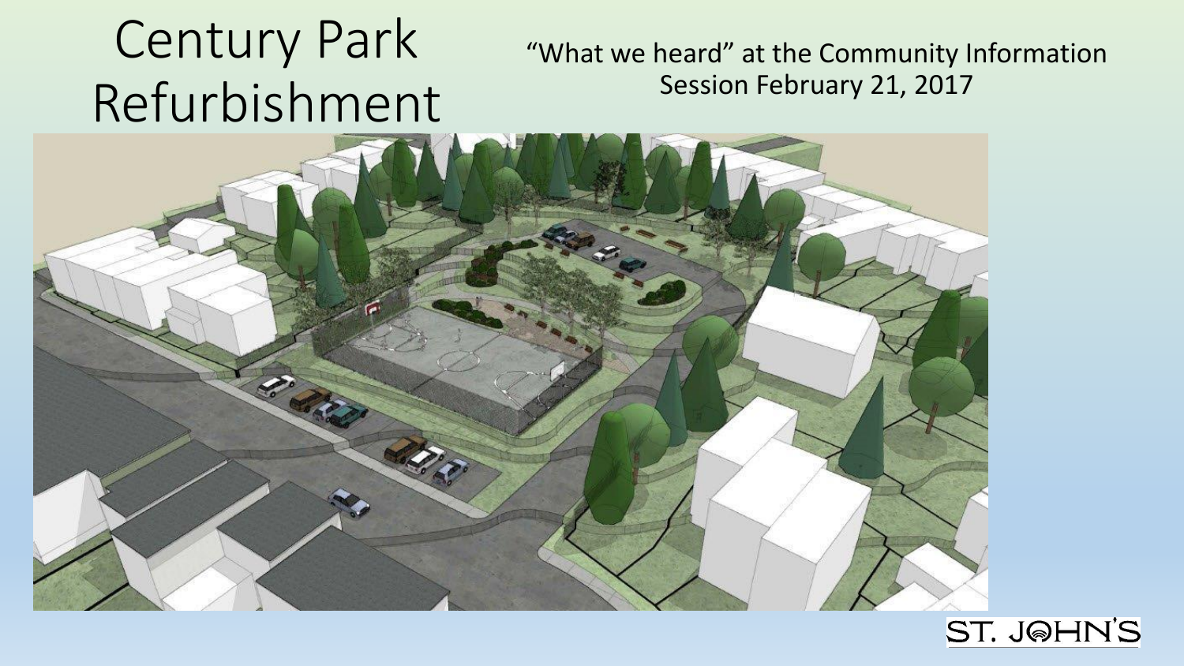# Century Park Refurbishment

"What we heard" at the Community Information Session February 21, 2017

ST. JOHN'S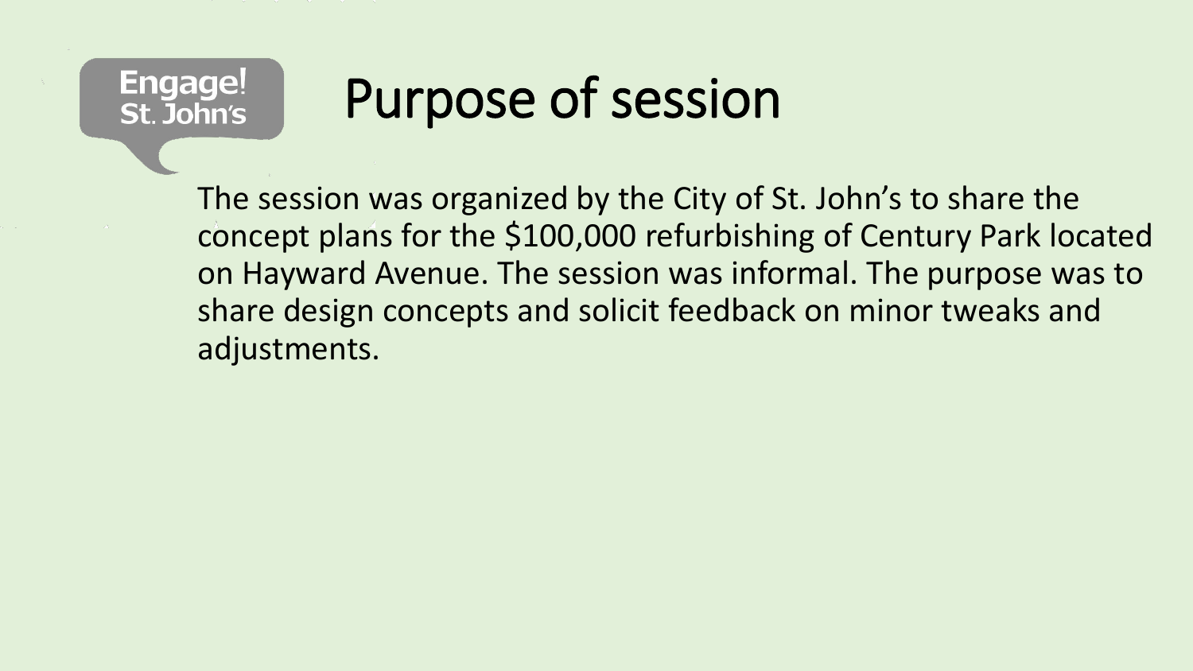Engage! St. John's

# Purpose of session

The session was organized by the City of St. John's to share the concept plans for the $100,000 refurbishing of Century Park located on Hayward Avenue. The session was informal. The purpose was to share design concepts and solicit feedback on minor tweaks and adjustments.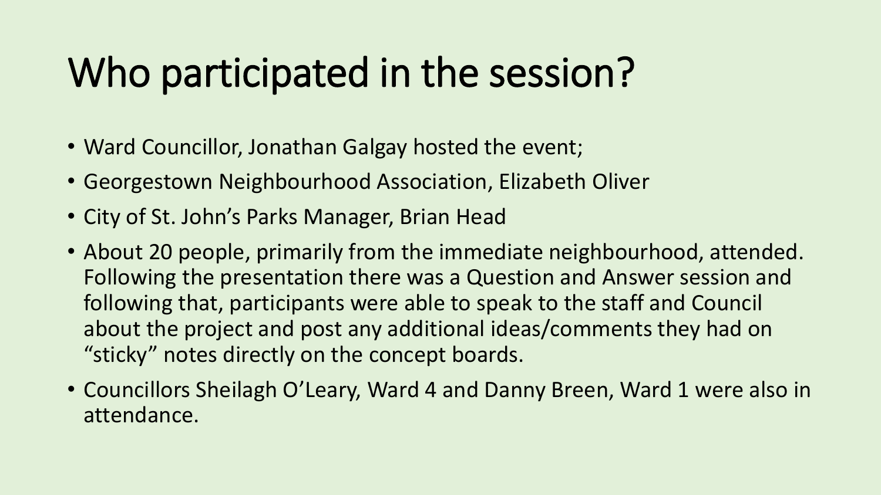# Who participated in the session?

- Ward Councillor, Jonathan Galgay hosted the event;
- Georgestown Neighbourhood Association, Elizabeth Oliver
- City of St. John's Parks Manager, Brian Head
- About 20 people, primarily from the immediate neighbourhood, attended. Following the presentation there was a Question and Answer session and following that, participants were able to speak to the staff and Council about the project and post any additional ideas/comments they had on "sticky" notes directly on the concept boards.
- Councillors Sheilagh O'Leary, Ward 4 and Danny Breen, Ward 1 were also in attendance.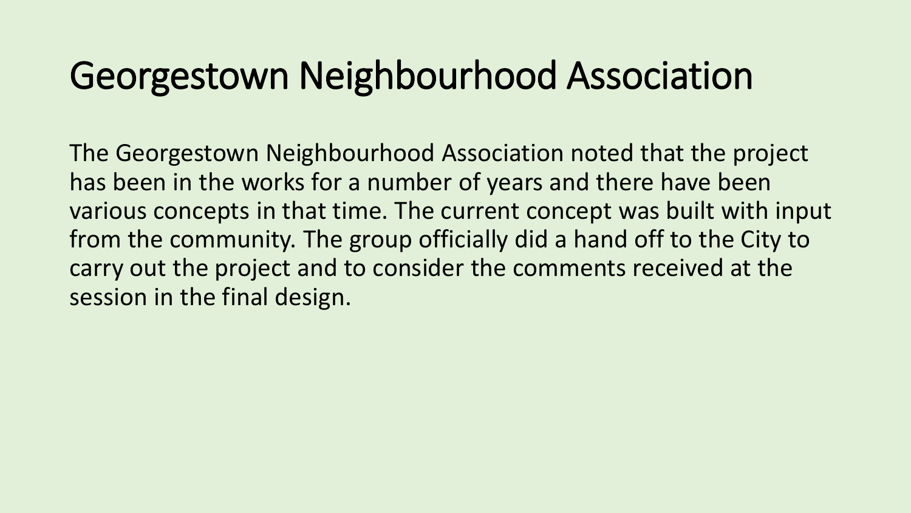# Georgestown Neighbourhood Association

The Georgestown Neighbourhood Association noted that the project has been in the works for a number of years and there have been various concepts in that time. The current concept was built with input from the community. The group officially did a hand off to the City to carry out the project and to consider the comments received at the session in the final design.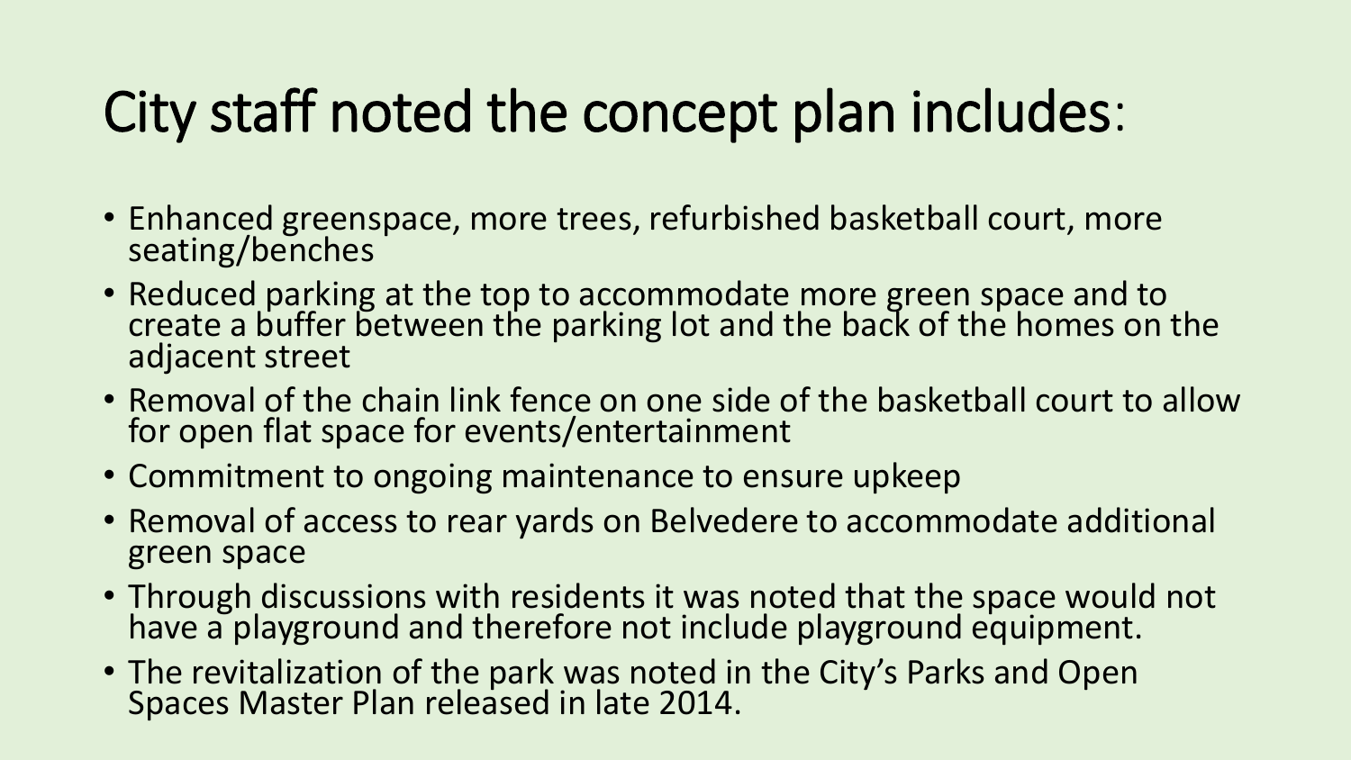# City staff noted the concept plan includes:

- Enhanced greenspace, more trees, refurbished basketball court, more seating/benches
- Reduced parking at the top to accommodate more green space and to create a buffer between the parking lot and the back of the homes on the adjacent street
- Removal of the chain link fence on one side of the basketball court to allow for open flat space for events/entertainment
- Commitment to ongoing maintenance to ensure upkeep
- Removal of access to rear yards on Belvedere to accommodate additional green space
- Through discussions with residents it was noted that the space would not have a playground and therefore not include playground equipment.
- The revitalization of the park was noted in the City's Parks and Open Spaces Master Plan released in late 2014.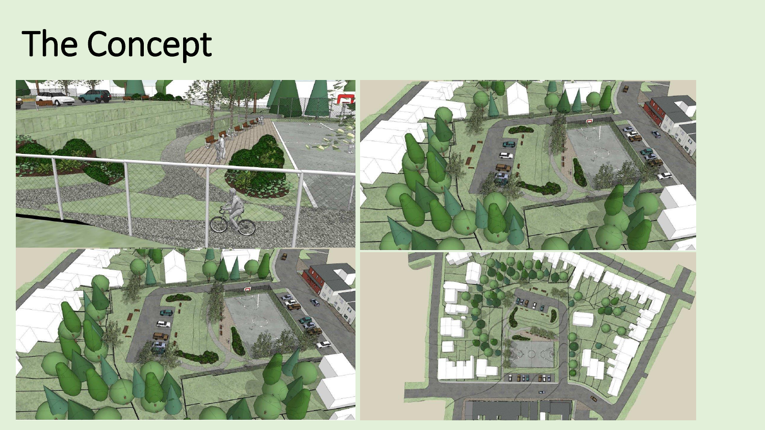# The Concept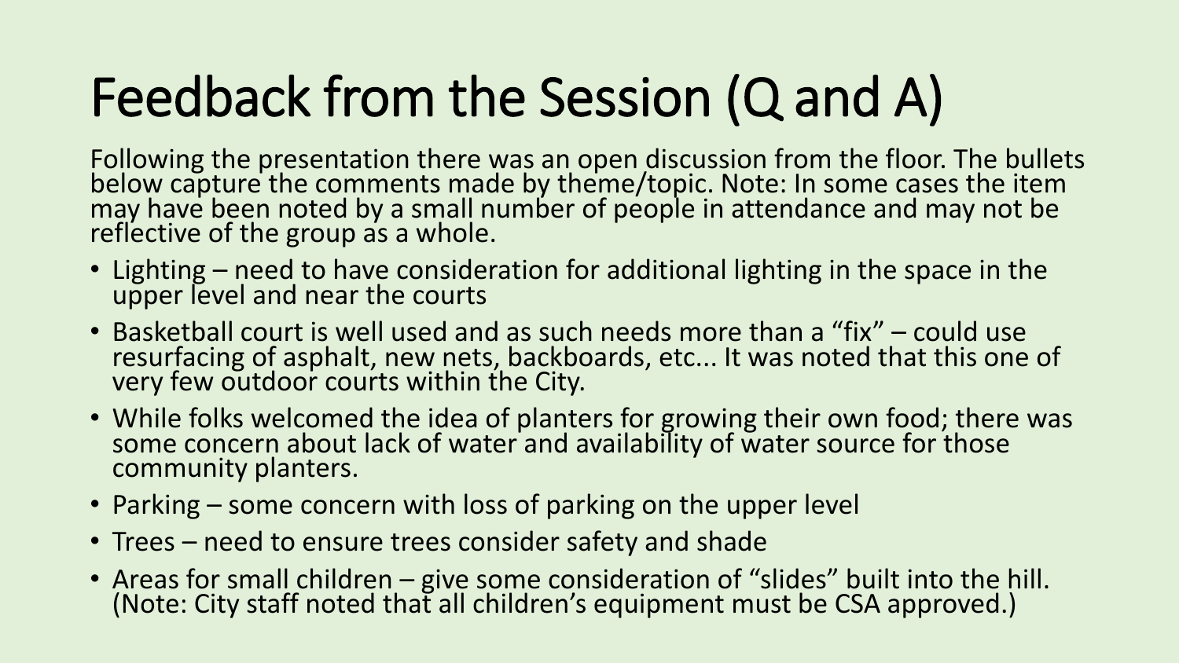# Feedback from the Session (Q and A)

Following the presentation there was an open discussion from the floor. The bullets below capture the comments made by theme/topic. Note: In some cases the item may have been noted by a small number of people in attendance and may not be reflective of the group as a whole.

- Lighting – need to have consideration for additional lighting in the space in the upper level and near the courts
- Basketball court is well used and as such needs more than a "fix" – could use resurfacing of asphalt, new nets, backboards, etc... It was noted that this one of very few outdoor courts within the City.
- While folks welcomed the idea of planters for growing their own food; there was some concern about lack of water and availability of water source for those community planters.
- Parking – some concern with loss of parking on the upper level
- Trees – need to ensure trees consider safety and shade
- Areas for small children – give some consideration of "slides" built into the hill. (Note: City staff noted that all children's equipment must be CSA approved.)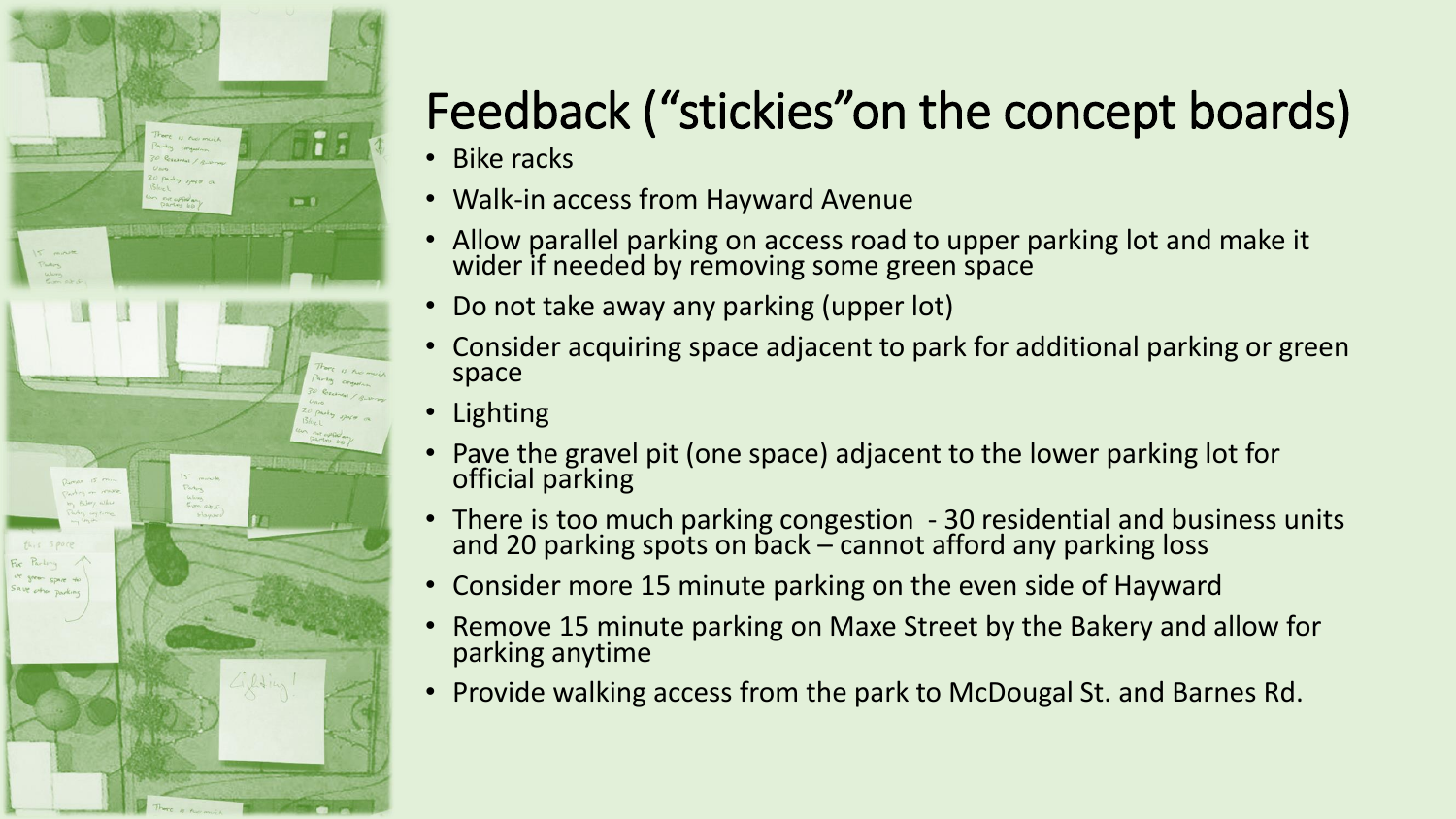# Feedback ("stickies"on the concept boards)

- Bike racks
- Walk-in access from Hayward Avenue
- Allow parallel parking on access road to upper parking lot and make it wider if needed by removing some green space
- Do not take away any parking (upper lot)
- Consider acquiring space adjacent to park for additional parking or green space
- Lighting
- Pave the gravel pit (one space) adjacent to the lower parking lot for official parking
- There is too much parking congestion - 30 residential and business units and 20 parking spots on back – cannot afford any parking loss
- Consider more 15 minute parking on the even side of Hayward
- Remove 15 minute parking on Maxe Street by the Bakery and allow for parking anytime
- Provide walking access from the park to McDougal St. and Barnes Rd.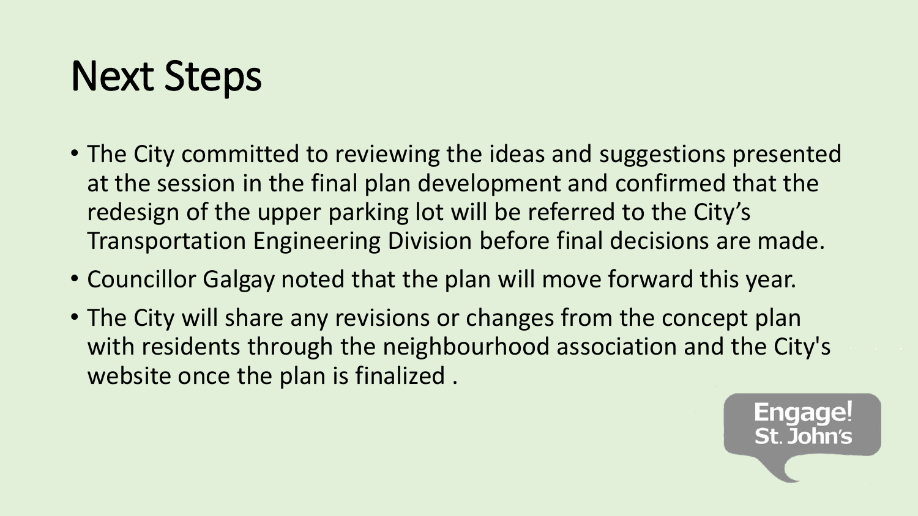# Next Steps

- The City committed to reviewing the ideas and suggestions presented at the session in the final plan development and confirmed that the redesign of the upper parking lot will be referred to the City's Transportation Engineering Division before final decisions are made.
- Councillor Galgay noted that the plan will move forward this year.
- The City will share any revisions or changes from the concept plan with residents through the neighbourhood association and the City's website once the plan is finalized .

Engage! St. John's